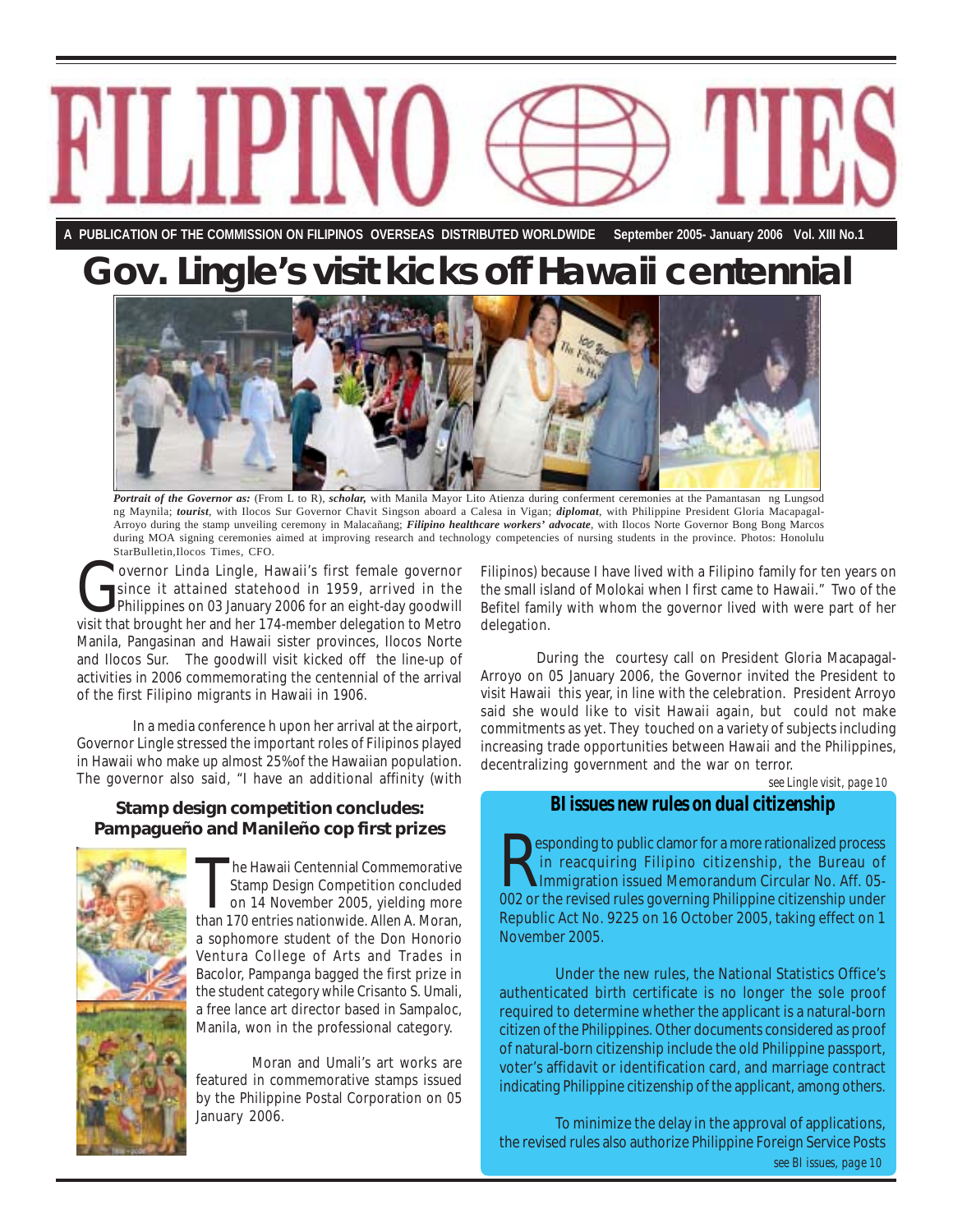# FILIPINO TIES

A PUBLICATION OF THE COMMISSION ON FILIPINOS OVERSEAS DISTRIBUTED WORLDWIDE September 2005- January 2006 Vol. XIII No.1

# Gov. Lingle's visit kicks off Hawaii centennial

***Portrait of the Governor as:*** (From L to R), ***scholar,*** with Manila Mayor Lito Atienza during conferment ceremonies at the Pamantasan ng Lungsod ng Maynila; ***tourist***, with Ilocos Sur Governor Chavit Singson aboard a Calesa in Vigan; ***diplomat***, with Philippine President Gloria Macapagal-Arroyo during the stamp unveiling ceremony in Malacañang; ***Filipino healthcare workers' advocate***, with Ilocos Norte Governor Bong Bong Marcos during MOA signing ceremonies aimed at improving research and technology competencies of nursing students in the province. Photos: Honolulu StarBulletin,Ilocos Times, CFO.

Governor Linda Lingle, Hawaii's first female governor since it attained statehood in 1959, arrived in the Philippines on 03 January 2006 for an eight-day goodwill visit that brought her and her 174-member delegation to Metro Manila, Pangasinan and Hawaii sister provinces, Ilocos Norte and Ilocos Sur. The goodwill visit kicked off the line-up of activities in 2006 commemorating the centennial of the arrival of the first Filipino migrants in Hawaii in 1906.

In a media conference h upon her arrival at the airport, Governor Lingle stressed the important roles of Filipinos played in Hawaii who make up almost 25%of the Hawaiian population. The governor also said, "I have an additional affinity (with Filipinos) because I have lived with a Filipino family for ten years on the small island of Molokai when I first came to Hawaii." Two of the Befitel family with whom the governor lived with were part of her delegation.

During the courtesy call on President Gloria Macapagal-Arroyo on 05 January 2006, the Governor invited the President to visit Hawaii this year, in line with the celebration. President Arroyo said she would like to visit Hawaii again, but could not make commitments as yet. They touched on a variety of subjects including increasing trade opportunities between Hawaii and the Philippines, decentralizing government and the war on terror.

*see Lingle visit, page 10*

### Stamp design competition concludes: Pampagueño and Manileño cop first prizes

The Hawaii Centennial Commemorative Stamp Design Competition concluded on 14 November 2005, yielding more than 170 entries nationwide. Allen A. Moran, a sophomore student of the Don Honorio Ventura College of Arts and Trades in Bacolor, Pampanga bagged the first prize in the student category while Crisanto S. Umali, a free lance art director based in Sampaloc, Manila, won in the professional category.

Moran and Umali's art works are featured in commemorative stamps issued by the Philippine Postal Corporation on 05 January 2006.

### BI issues new rules on dual citizenship

Responding to public clamor for a more rationalized process in reacquiring Filipino citizenship, the Bureau of Immigration issued Memorandum Circular No. Aff. 05-002 or the revised rules governing Philippine citizenship under Republic Act No. 9225 on 16 October 2005, taking effect on 1 November 2005.

Under the new rules, the National Statistics Office's authenticated birth certificate is no longer the sole proof required to determine whether the applicant is a natural-born citizen of the Philippines. Other documents considered as proof of natural-born citizenship include the old Philippine passport, voter's affidavit or identification card, and marriage contract indicating Philippine citizenship of the applicant, among others.

To minimize the delay in the approval of applications, the revised rules also authorize Philippine Foreign Service Posts

*see BI issues, page 10*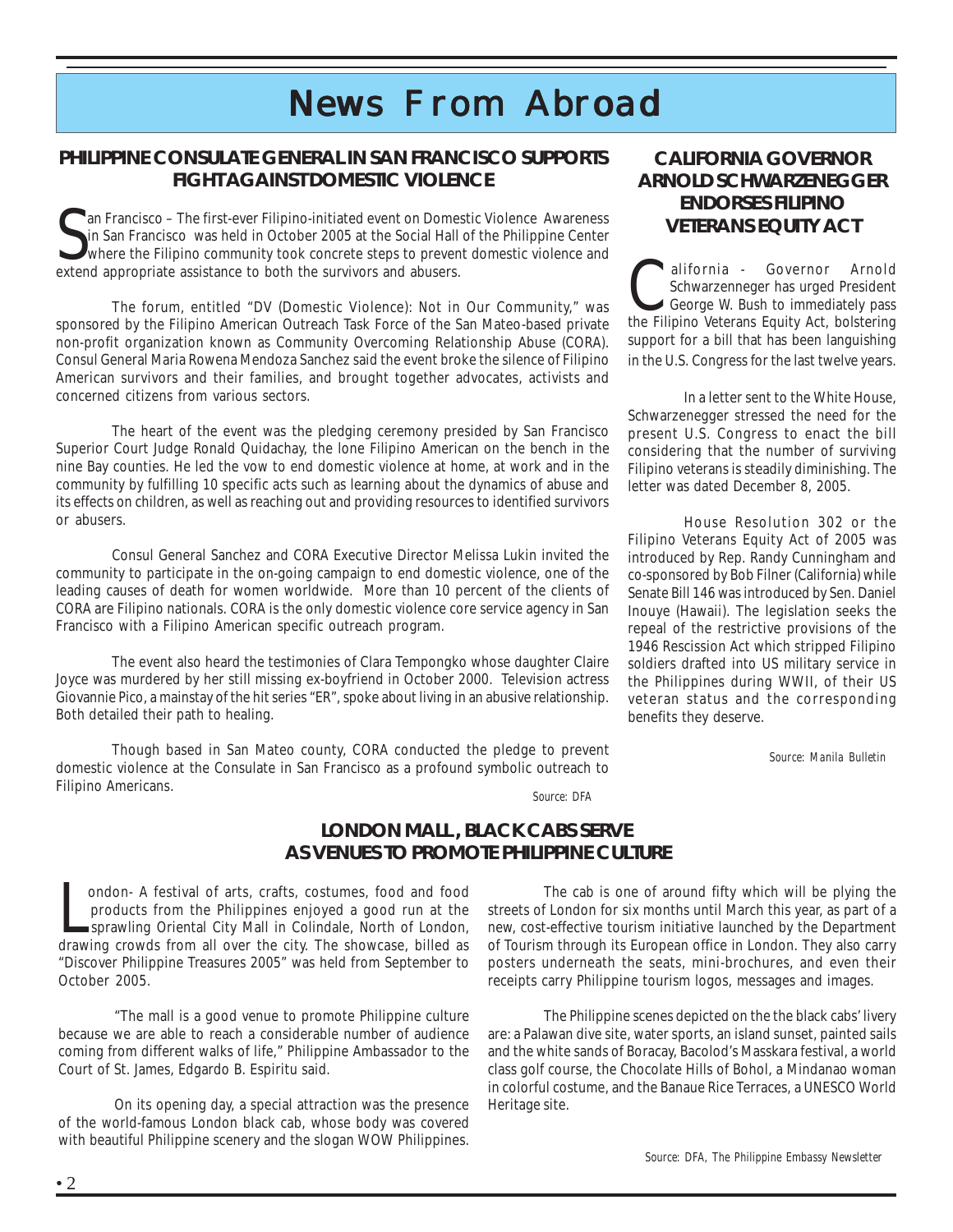# News From Abroad

## PHILIPPINE CONSULATE GENERAL IN SAN FRANCISCO SUPPORTS FIGHT AGAINST DOMESTIC VIOLENCE

San Francisco – The first-ever Filipino-initiated event on Domestic Violence Awareness in San Francisco was held in October 2005 at the Social Hall of the Philippine Center where the Filipino community took concrete steps to prevent domestic violence and extend appropriate assistance to both the survivors and abusers.

The forum, entitled "DV (Domestic Violence): Not in Our Community," was sponsored by the Filipino American Outreach Task Force of the San Mateo-based private non-profit organization known as Community Overcoming Relationship Abuse (CORA). Consul General Maria Rowena Mendoza Sanchez said the event broke the silence of Filipino American survivors and their families, and brought together advocates, activists and concerned citizens from various sectors.

The heart of the event was the pledging ceremony presided by San Francisco Superior Court Judge Ronald Quidachay, the lone Filipino American on the bench in the nine Bay counties. He led the vow to end domestic violence at home, at work and in the community by fulfilling 10 specific acts such as learning about the dynamics of abuse and its effects on children, as well as reaching out and providing resources to identified survivors or abusers.

Consul General Sanchez and CORA Executive Director Melissa Lukin invited the community to participate in the on-going campaign to end domestic violence, one of the leading causes of death for women worldwide. More than 10 percent of the clients of CORA are Filipino nationals. CORA is the only domestic violence core service agency in San Francisco with a Filipino American specific outreach program.

The event also heard the testimonies of Clara Tempongko whose daughter Claire Joyce was murdered by her still missing ex-boyfriend in October 2000. Television actress Giovannie Pico, a mainstay of the hit series "ER", spoke about living in an abusive relationship. Both detailed their path to healing.

Though based in San Mateo county, CORA conducted the pledge to prevent domestic violence at the Consulate in San Francisco as a profound symbolic outreach to Filipino Americans.

*Source: DFA*

## CALIFORNIA GOVERNOR ARNOLD SCHWARZENEGGER ENDORSES FILIPINO VETERANS EQUITY ACT

California - Governor Arnold Schwarzenneger has urged President George W. Bush to immediately pass the Filipino Veterans Equity Act, bolstering support for a bill that has been languishing in the U.S. Congress for the last twelve years.

In a letter sent to the White House, Schwarzenegger stressed the need for the present U.S. Congress to enact the bill considering that the number of surviving Filipino veterans is steadily diminishing. The letter was dated December 8, 2005.

House Resolution 302 or the Filipino Veterans Equity Act of 2005 was introduced by Rep. Randy Cunningham and co-sponsored by Bob Filner (California) while Senate Bill 146 was introduced by Sen. Daniel Inouye (Hawaii). The legislation seeks the repeal of the restrictive provisions of the 1946 Rescission Act which stripped Filipino soldiers drafted into US military service in the Philippines during WWII, of their US veteran status and the corresponding benefits they deserve.

*Source: Manila Bulletin*

## LONDON MALL, BLACK CABS SERVE AS VENUES TO PROMOTE PHILIPPINE CULTURE

London- A festival of arts, crafts, costumes, food and food products from the Philippines enjoyed a good run at the sprawling Oriental City Mall in Colindale, North of London, drawing crowds from all over the city. The showcase, billed as "Discover Philippine Treasures 2005" was held from September to October 2005.

"The mall is a good venue to promote Philippine culture because we are able to reach a considerable number of audience coming from different walks of life," Philippine Ambassador to the Court of St. James, Edgardo B. Espiritu said.

On its opening day, a special attraction was the presence of the world-famous London black cab, whose body was covered with beautiful Philippine scenery and the slogan WOW Philippines.

The cab is one of around fifty which will be plying the streets of London for six months until March this year, as part of a new, cost-effective tourism initiative launched by the Department of Tourism through its European office in London. They also carry posters underneath the seats, mini-brochures, and even their receipts carry Philippine tourism logos, messages and images.

The Philippine scenes depicted on the the black cabs' livery are: a Palawan dive site, water sports, an island sunset, painted sails and the white sands of Boracay, Bacolod's Masskara festival, a world class golf course, the Chocolate Hills of Bohol, a Mindanao woman in colorful costume, and the Banaue Rice Terraces, a UNESCO World Heritage site.

*Source: DFA, The Philippine Embassy Newsletter*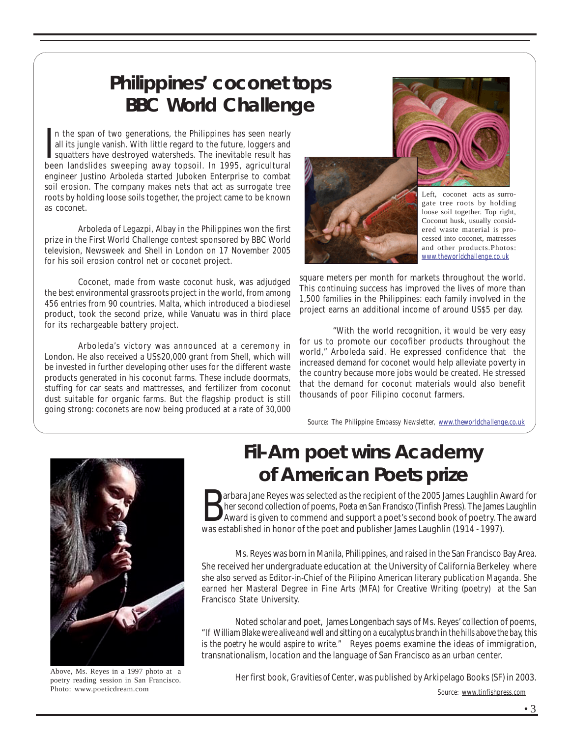# Philippines' coconet tops BBC World Challenge

In the span of two generations, the Philippines has seen nearly all its jungle vanish. With little regard to the future, loggers and squatters have destroyed watersheds. The inevitable result has been landslides sweeping away topsoil. In 1995, agricultural engineer Justino Arboleda started Juboken Enterprise to combat soil erosion. The company makes nets that act as surrogate tree roots by holding loose soils together, the project came to be known as coconet.

Arboleda of Legazpi, Albay in the Philippines won the first prize in the First World Challenge contest sponsored by BBC World television, Newsweek and Shell in London on 17 November 2005 for his soil erosion control net or coconet project.

Coconet, made from waste coconut husk, was adjudged the best environmental grassroots project in the world, from among 456 entries from 90 countries. Malta, which introduced a biodiesel product, took the second prize, while Vanuatu was in third place for its rechargeable battery project.

Arboleda's victory was announced at a ceremony in London. He also received a US$20,000 grant from Shell, which will be invested in further developing other uses for the different waste products generated in his coconut farms. These include doormats, stuffing for car seats and mattresses, and fertilizer from coconut dust suitable for organic farms. But the flagship product is still going strong: coconets are now being produced at a rate of 30,000 square meters per month for markets throughout the world. This continuing success has improved the lives of more than 1,500 families in the Philippines: each family involved in the project earns an additional income of around US$5 per day.

"With the world recognition, it would be very easy for us to promote our cocofiber products throughout the world," Arboleda said. He expressed confidence that the increased demand for coconet would help alleviate poverty in the country because more jobs would be created. He stressed that the demand for coconut materials would also benefit thousands of poor Filipino coconut farmers.

Left, coconet acts as surrogate tree roots by holding loose soil together. Top right, Coconut husk, usually considered waste material is processed into coconet, matresses and other products.Photos: www.theworldchallenge.co.uk

*Source: The Philippine Embassy Newsletter, www.theworldchallenge.co.uk*

# Fil-Am poet wins Academy of American Poets prize

Barbara Jane Reyes was selected as the recipient of the 2005 James Laughlin Award for her second collection of poems, *Poeta en San Francisco* (Tinfish Press). The James Laughlin Award is given to commend and support a poet's second book of poetry. The award was established in honor of the poet and publisher James Laughlin (1914 - 1997).

Ms. Reyes was born in Manila, Philippines, and raised in the San Francisco Bay Area. She received her undergraduate education at the University of California Berkeley where she also served as Editor-in-Chief of the Pilipino American literary publication *Maganda*. She earned her Masteral Degree in Fine Arts (MFA) for Creative Writing (poetry) at the San Francisco State University.

Noted scholar and poet, James Longenbach says of Ms. Reyes' collection of poems, "*If William Blake were alive and well and sitting on a eucalyptus branch in the hills above the bay, this is the poetry he would aspire to write.*" Reyes poems examine the ideas of immigration, transnationalism, location and the language of San Francisco as an urban center.

Her first book, *Gravities of Center*, was published by Arkipelago Books (SF) in 2003.

*Source: www.tinfishpress.com*

Above, Ms. Reyes in a 1997 photo at a poetry reading session in San Francisco. Photo: www.poeticdream.com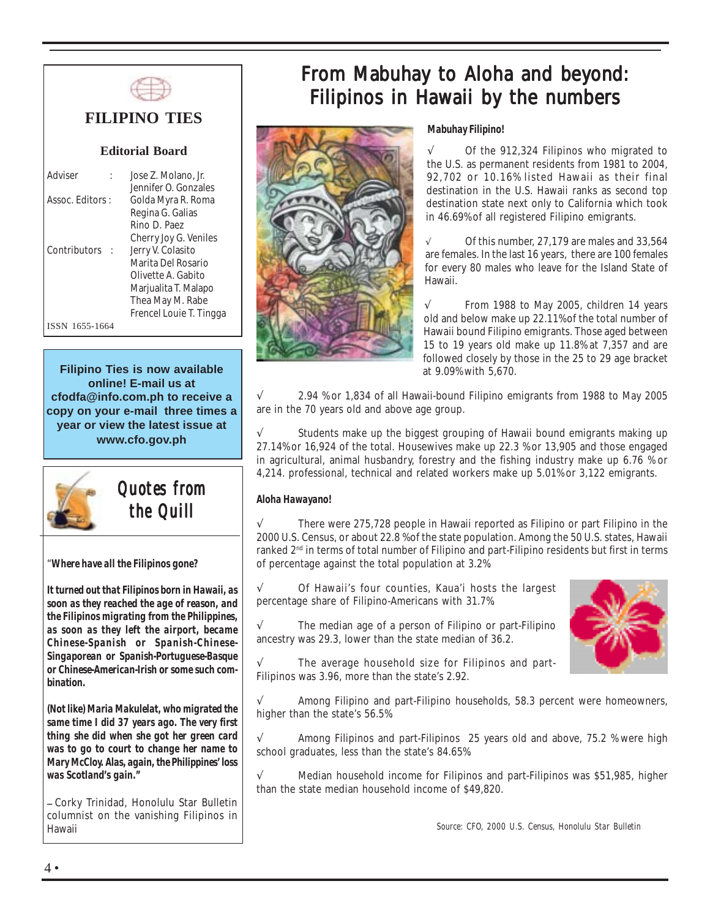# FILIPINO TIES

## Editorial Board

Adviser : Jose Z. Molano, Jr.
Jennifer O. Gonzales

Assoc. Editors : Golda Myra R. Roma
Regina G. Galias
Rino D. Paez
Cherry Joy G. Veniles

Contributors : Jerry V. Colasito
Marita Del Rosario
Olivette A. Gabito
Marjualita T. Malapo
Thea May M. Rabe
Frencel Louie T. Tingga

ISSN 1655-1664

**Filipino Ties is now available online! E-mail us at cfodfa@info.com.ph to receive a copy on your e-mail three times a year or view the latest issue at www.cfo.gov.ph**

## *Quotes from the Quill*

"**Where have all the Filipinos gone?**

**It turned out that Filipinos born in Hawaii, as soon as they reached the age of reason, and the Filipinos migrating from the Philippines, as soon as they left the airport, became Chinese-Spanish or Spanish-Chinese-Singaporean or Spanish-Portuguese-Basque or Chinese-American-Irish or some such combination.**

**(Not like) Maria Makulelat, who migrated the same time I did 37 years ago. The very first thing she did when she got her green card was to go to court to change her name to Mary McCloy. Alas, again, the Philippines' loss was Scotland's gain."**

– Corky Trinidad, Honolulu Star Bulletin columnist on the vanishing Filipinos in Hawaii

# From Mabuhay to Aloha and beyond: Filipinos in Hawaii by the numbers

**Mabuhay Filipino!**

√ Of the 912,324 Filipinos who migrated to the U.S. as permanent residents from 1981 to 2004, 92,702 or 10.16% listed Hawaii as their final destination in the U.S. Hawaii ranks as second top destination state next only to California which took in 46.69% of all registered Filipino emigrants.

√ Of this number, 27,179 are males and 33,564 are females. In the last 16 years, there are 100 females for every 80 males who leave for the Island State of Hawaii.

√ From 1988 to May 2005, children 14 years old and below make up 22.11% of the total number of Hawaii bound Filipino emigrants. Those aged between 15 to 19 years old make up 11.8% at 7,357 and are followed closely by those in the 25 to 29 age bracket at 9.09% with 5,670.

√ 2.94 % or 1,834 of all Hawaii-bound Filipino emigrants from 1988 to May 2005 are in the 70 years old and above age group.

√ Students make up the biggest grouping of Hawaii bound emigrants making up 27.14% or 16,924 of the total. Housewives make up 22.3 % or 13,905 and those engaged in agricultural, animal husbandry, forestry and the fishing industry make up 6.76 % or 4,214. professional, technical and related workers make up 5.01% or 3,122 emigrants.

**Aloha Hawayano!**

√ There were 275,728 people in Hawaii reported as Filipino or part Filipino in the 2000 U.S. Census, or about 22.8 % of the state population. Among the 50 U.S. states, Hawaii ranked 2nd in terms of total number of Filipino and part-Filipino residents but first in terms of percentage against the total population at 3.2%

√ Of Hawaii's four counties, Kaua'i hosts the largest percentage share of Filipino-Americans with 31.7%

√ The median age of a person of Filipino or part-Filipino ancestry was 29.3, lower than the state median of 36.2.

√ The average household size for Filipinos and part-Filipinos was 3.96, more than the state's 2.92.

√ Among Filipino and part-Filipino households, 58.3 percent were homeowners, higher than the state's 56.5%

√ Among Filipinos and part-Filipinos 25 years old and above, 75.2 % were high school graduates, less than the state's 84.65%

√ Median household income for Filipinos and part-Filipinos was $51,985, higher than the state median household income of $49,820.

*Source: CFO, 2000 U.S. Census, Honolulu Star Bulletin*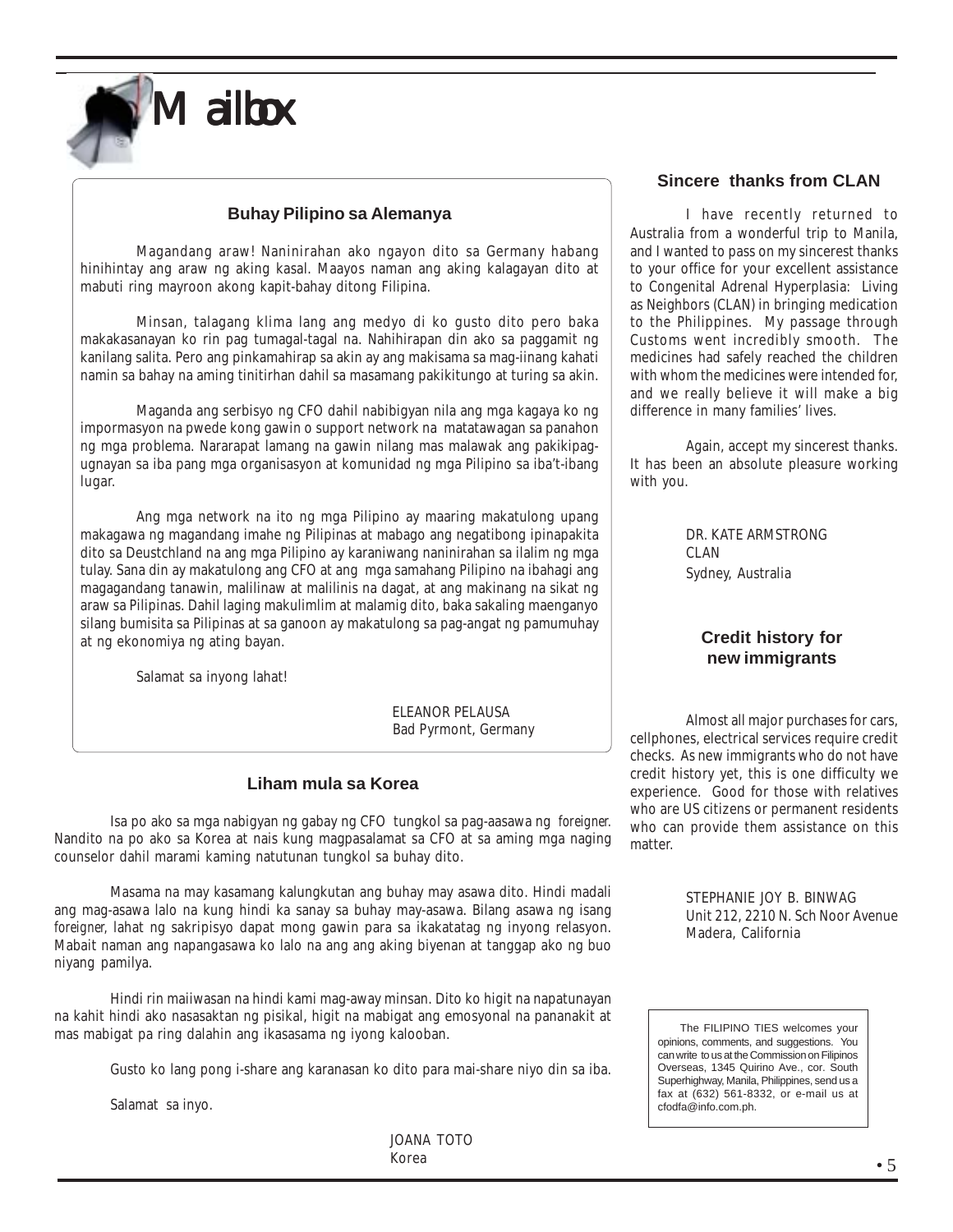# Mailbox

### Buhay Pilipino sa Alemanya

Magandang araw! Naninirahan ako ngayon dito sa Germany habang hinihintay ang araw ng aking kasal. Maayos naman ang aking kalagayan dito at mabuti ring mayroon akong kapit-bahay ditong Filipina.

Minsan, talagang klima lang ang medyo di ko gusto dito pero baka makakasanayan ko rin pag tumagal-tagal na. Nahihirapan din ako sa paggamit ng kanilang salita. Pero ang pinkamahirap sa akin ay ang makisama sa mag-iinang kahati namin sa bahay na aming tinitirhan dahil sa masamang pakikitungo at turing sa akin.

Maganda ang serbisyo ng CFO dahil nabibigyan nila ang mga kagaya ko ng impormasyon na pwede kong gawin o support network na matatawagan sa panahon ng mga problema. Nararapat lamang na gawin nilang mas malawak ang pakikipag-ugnayan sa iba pang mga organisasyon at komunidad ng mga Pilipino sa iba't-ibang lugar.

Ang mga network na ito ng mga Pilipino ay maaring makatulong upang makagawa ng magandang imahe ng Pilipinas at mabago ang negatibong ipinapakita dito sa Deustchland na ang mga Pilipino ay karaniwang naninirahan sa ilalim ng mga tulay. Sana din ay makatulong ang CFO at ang mga samahang Pilipino na ibahagi ang magagandang tanawin, malilinaw at malilinis na dagat, at ang makinang na sikat ng araw sa Pilipinas. Dahil laging makulimlim at malamig dito, baka sakaling maenganyo silang bumisita sa Pilipinas at sa ganoon ay makatulong sa pag-angat ng pamumuhay at ng ekonomiya ng ating bayan.

Salamat sa inyong lahat!

ELEANOR PELAUSA
Bad Pyrmont, Germany

### Liham mula sa Korea

Isa po ako sa mga nabigyan ng gabay ng CFO tungkol sa pag-aasawa ng *foreigner*. Nandito na po ako sa Korea at nais kung magpasalamat sa CFO at sa aming mga naging counselor dahil marami kaming natutunan tungkol sa buhay dito.

Masama na may kasamang kalungkutan ang buhay may asawa dito. Hindi madali ang mag-asawa lalo na kung hindi ka sanay sa buhay may-asawa. Bilang asawa ng isang *foreigner*, lahat ng sakripisyo dapat mong gawin para sa ikakatatag ng inyong relasyon. Mabait naman ang napangasawa ko lalo na ang ang aking biyenan at tanggap ako ng buo niyang pamilya.

Hindi rin maiiwasan na hindi kami mag-away minsan. Dito ko higit na napatunayan na kahit hindi ako nasasaktan ng pisikal, higit na mabigat ang emosyonal na pananakit at mas mabigat pa ring dalahin ang ikasasama ng iyong kalooban.

Gusto ko lang pong i-share ang karanasan ko dito para mai-share niyo din sa iba.

Salamat sa inyo.

JOANA TOTO
Korea

### Sincere thanks from CLAN

I have recently returned to Australia from a wonderful trip to Manila, and I wanted to pass on my sincerest thanks to your office for your excellent assistance to Congenital Adrenal Hyperplasia: Living as Neighbors (CLAN) in bringing medication to the Philippines. My passage through Customs went incredibly smooth. The medicines had safely reached the children with whom the medicines were intended for, and we really believe it will make a big difference in many families' lives.

Again, accept my sincerest thanks. It has been an absolute pleasure working with you.

DR. KATE ARMSTRONG
CLAN
Sydney, Australia

### Credit history for new immigrants

Almost all major purchases for cars, cellphones, electrical services require credit checks. As new immigrants who do not have credit history yet, this is one difficulty we experience. Good for those with relatives who are US citizens or permanent residents who can provide them assistance on this matter.

STEPHANIE JOY B. BINWAG
Unit 212, 2210 N. Sch Noor Avenue
Madera, California

The FILIPINO TIES welcomes your opinions, comments, and suggestions. You can write to us at the Commission on Filipinos Overseas, 1345 Quirino Ave., cor. South Superhighway, Manila, Philippines, send us a fax at (632) 561-8332, or e-mail us at cfodfa@info.com.ph.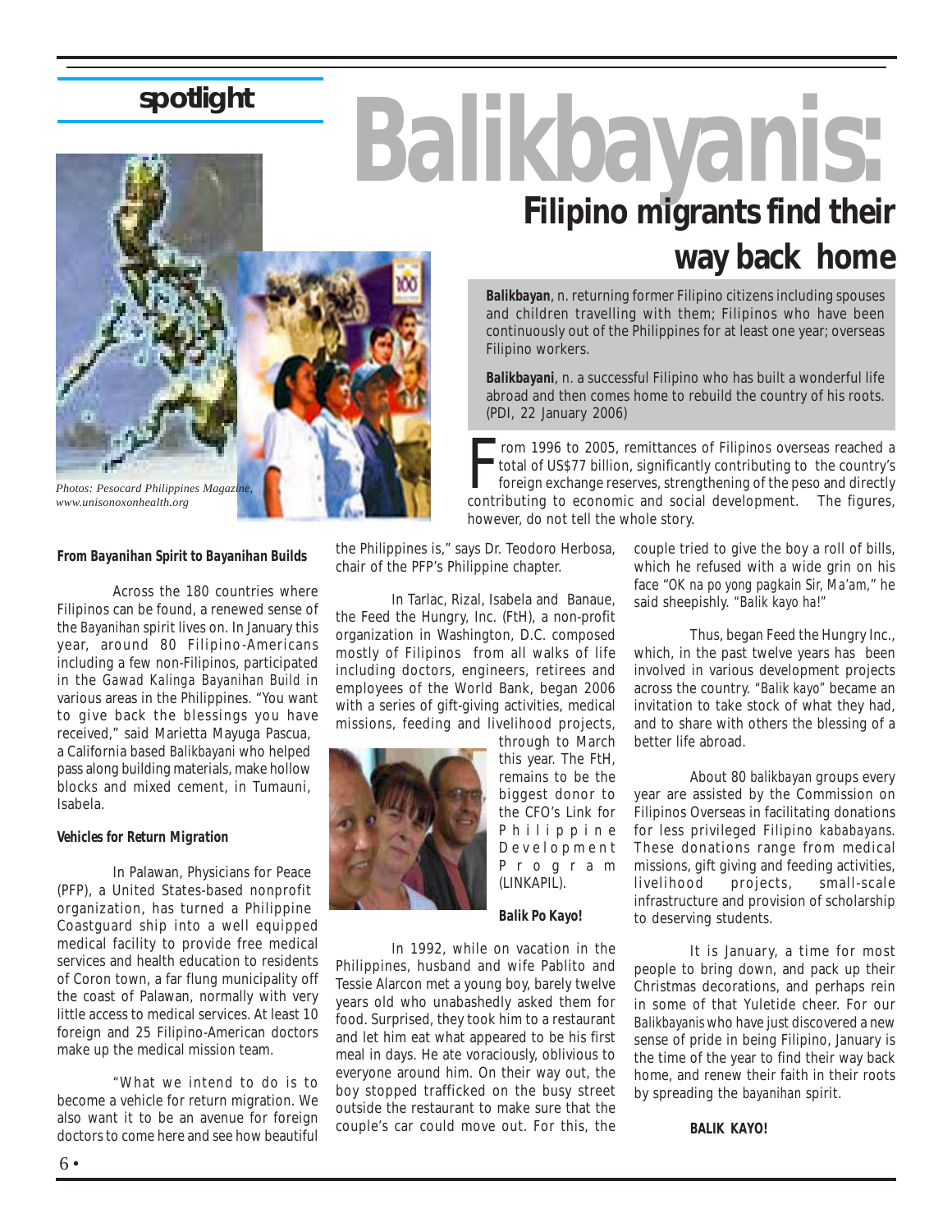spotlight

# Balikbayanis: Filipino migrants find their way back home

Photos: Pesocard Philippines Magazine, www.unisonoxonhealth.org

**Balikbayan**, n. returning former Filipino citizens including spouses and children travelling with them; Filipinos who have been continuously out of the Philippines for at least one year; overseas Filipino workers.

**Balikbayani**, n. a successful Filipino who has built a wonderful life abroad and then comes home to rebuild the country of his roots. (PDI, 22 January 2006)

From 1996 to 2005, remittances of Filipinos overseas reached a total of US$77 billion, significantly contributing to the country's foreign exchange reserves, strengthening of the peso and directly contributing to economic and social development. The figures, however, do not tell the whole story.

**From Bayanihan Spirit to Bayanihan Builds**

Across the 180 countries where Filipinos can be found, a renewed sense of the *Bayanihan* spirit lives on. In January this year, around 80 Filipino-Americans including a few non-Filipinos, participated in the *Gawad Kalinga Bayanihan Build* in various areas in the Philippines. "You want to give back the blessings you have received," said Marietta Mayuga Pascua, a California based *Balikbayani* who helped pass along building materials, make hollow blocks and mixed cement, in Tumauni, Isabela.

**Vehicles for Return Migration**

In Palawan, Physicians for Peace (PFP), a United States-based nonprofit organization, has turned a Philippine Coastguard ship into a well equipped medical facility to provide free medical services and health education to residents of Coron town, a far flung municipality off the coast of Palawan, normally with very little access to medical services. At least 10 foreign and 25 Filipino-American doctors make up the medical mission team.

"What we intend to do is to become a vehicle for return migration. We also want it to be an avenue for foreign doctors to come here and see how beautiful the Philippines is," says Dr. Teodoro Herbosa, chair of the PFP's Philippine chapter.

In Tarlac, Rizal, Isabela and Banaue, the Feed the Hungry, Inc. (FtH), a non-profit organization in Washington, D.C. composed mostly of Filipinos from all walks of life including doctors, engineers, retirees and employees of the World Bank, began 2006 with a series of gift-giving activities, medical missions, feeding and livelihood projects, through to March this year. The FtH, remains to be the biggest donor to the CFO's Link for Philippine Development Program (LINKAPIL).

**Balik Po Kayo!**

In 1992, while on vacation in the Philippines, husband and wife Pablito and Tessie Alarcon met a young boy, barely twelve years old who unabashedly asked them for food. Surprised, they took him to a restaurant and let him eat what appeared to be his first meal in days. He ate voraciously, oblivious to everyone around him. On their way out, the boy stopped trafficked on the busy street outside the restaurant to make sure that the couple's car could move out. For this, the couple tried to give the boy a roll of bills, which he refused with a wide grin on his face "*OK na po yong pagkain Sir, Ma'am*," he said sheepishly. "*Balik kayo ha!*"

Thus, began Feed the Hungry Inc., which, in the past twelve years has been involved in various development projects across the country. "*Balik kayo*" became an invitation to take stock of what they had, and to share with others the blessing of a better life abroad.

About 80 *balikbayan* groups every year are assisted by the Commission on Filipinos Overseas in facilitating donations for less privileged Filipino *kababayans*. These donations range from medical missions, gift giving and feeding activities, livelihood projects, small-scale infrastructure and provision of scholarship to deserving students.

It is January, a time for most people to bring down, and pack up their Christmas decorations, and perhaps rein in some of that Yuletide cheer. For our *Balikbayanis* who have just discovered a new sense of pride in being Filipino, January is the time of the year to find their way back home, and renew their faith in their roots by spreading the *bayanihan* spirit.

**BALIK KAYO!**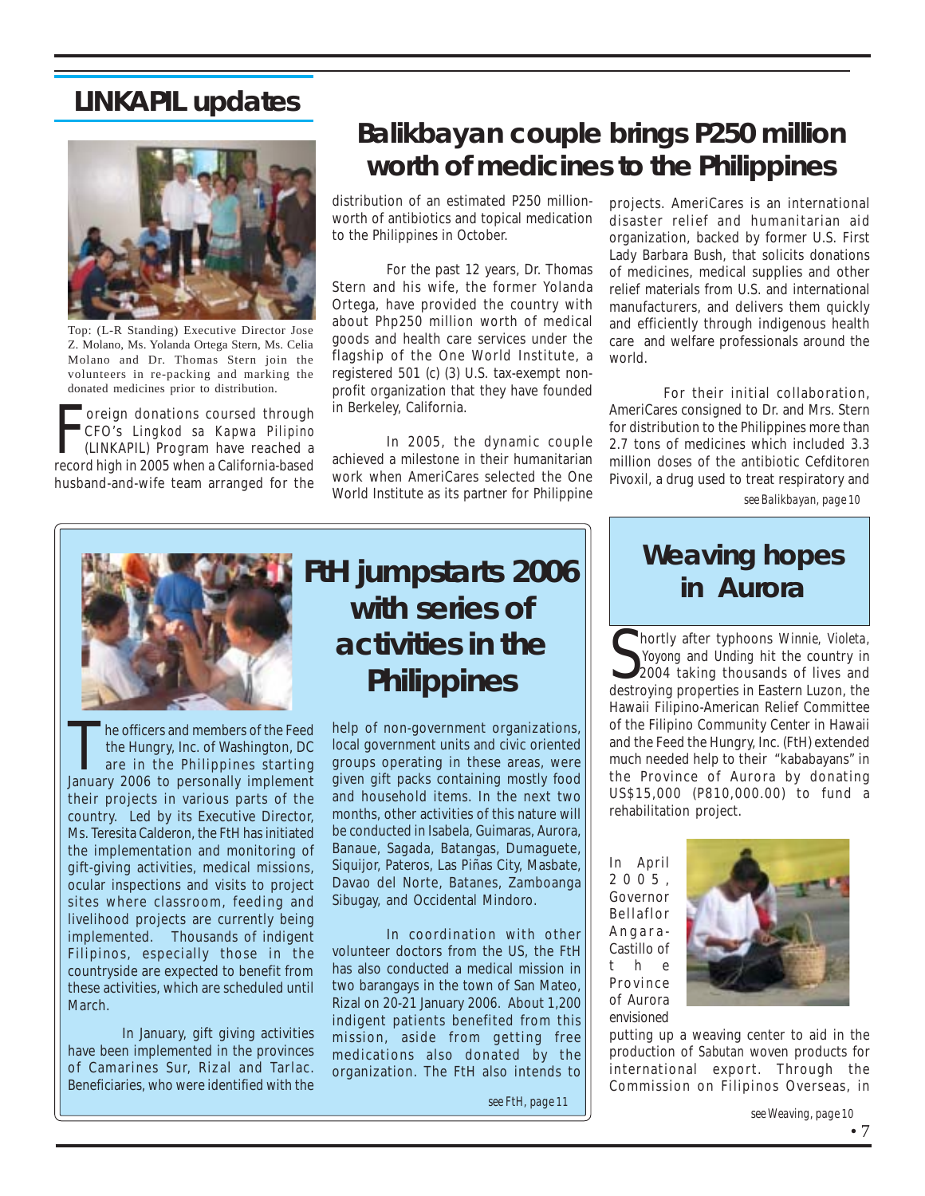## LINKAPIL updates

Top: (L-R Standing) Executive Director Jose Z. Molano, Ms. Yolanda Ortega Stern, Ms. Celia Molano and Dr. Thomas Stern join the volunteers in re-packing and marking the donated medicines prior to distribution.

# Balikbayan couple brings P250 million worth of medicines to the Philippines

Foreign donations coursed through CFO's *Lingkod sa Kapwa Pilipino* (LINKAPIL) Program have reached a record high in 2005 when a California-based husband-and-wife team arranged for the distribution of an estimated P250 million-worth of antibiotics and topical medication to the Philippines in October.

For the past 12 years, Dr. Thomas Stern and his wife, the former Yolanda Ortega, have provided the country with about Php250 million worth of medical goods and health care services under the flagship of the One World Institute, a registered 501 (c) (3) U.S. tax-exempt non-profit organization that they have founded in Berkeley, California.

In 2005, the dynamic couple achieved a milestone in their humanitarian work when AmeriCares selected the One World Institute as its partner for Philippine projects. AmeriCares is an international disaster relief and humanitarian aid organization, backed by former U.S. First Lady Barbara Bush, that solicits donations of medicines, medical supplies and other relief materials from U.S. and international manufacturers, and delivers them quickly and efficiently through indigenous health care and welfare professionals around the world.

For their initial collaboration, AmeriCares consigned to Dr. and Mrs. Stern for distribution to the Philippines more than 2.7 tons of medicines which included 3.3 million doses of the antibiotic Cefditoren Pivoxil, a drug used to treat respiratory and

*see Balikbayan, page 10*

# FtH jumpstarts 2006 with series of activities in the Philippines

The officers and members of the Feed the Hungry, Inc. of Washington, DC are in the Philippines starting January 2006 to personally implement their projects in various parts of the country. Led by its Executive Director, Ms. Teresita Calderon, the FtH has initiated the implementation and monitoring of gift-giving activities, medical missions, ocular inspections and visits to project sites where classroom, feeding and livelihood projects are currently being implemented. Thousands of indigent Filipinos, especially those in the countryside are expected to benefit from these activities, which are scheduled until March.

In January, gift giving activities have been implemented in the provinces of Camarines Sur, Rizal and Tarlac. Beneficiaries, who were identified with the help of non-government organizations, local government units and civic oriented groups operating in these areas, were given gift packs containing mostly food and household items. In the next two months, other activities of this nature will be conducted in Isabela, Guimaras, Aurora, Banaue, Sagada, Batangas, Dumaguete, Siquijor, Pateros, Las Piñas City, Masbate, Davao del Norte, Batanes, Zamboanga Sibugay, and Occidental Mindoro.

In coordination with other volunteer doctors from the US, the FtH has also conducted a medical mission in two barangays in the town of San Mateo, Rizal on 20-21 January 2006. About 1,200 indigent patients benefited from this mission, aside from getting free medications also donated by the organization. The FtH also intends to

*see FtH, page 11*

# Weaving hopes in Aurora

Shortly after typhoons *Winnie, Violeta, Yoyong* and *Unding* hit the country in 2004 taking thousands of lives and destroying properties in Eastern Luzon, the Hawaii Filipino-American Relief Committee of the Filipino Community Center in Hawaii and the Feed the Hungry, Inc. (FtH) extended much needed help to their "kababayans" in the Province of Aurora by donating US$15,000 (P810,000.00) to fund a rehabilitation project.

In April 2005, Governor Bellaflor Angara-Castillo of the Province of Aurora envisioned putting up a weaving center to aid in the production of *Sabutan* woven products for international export. Through the Commission on Filipinos Overseas, in

*see Weaving, page 10*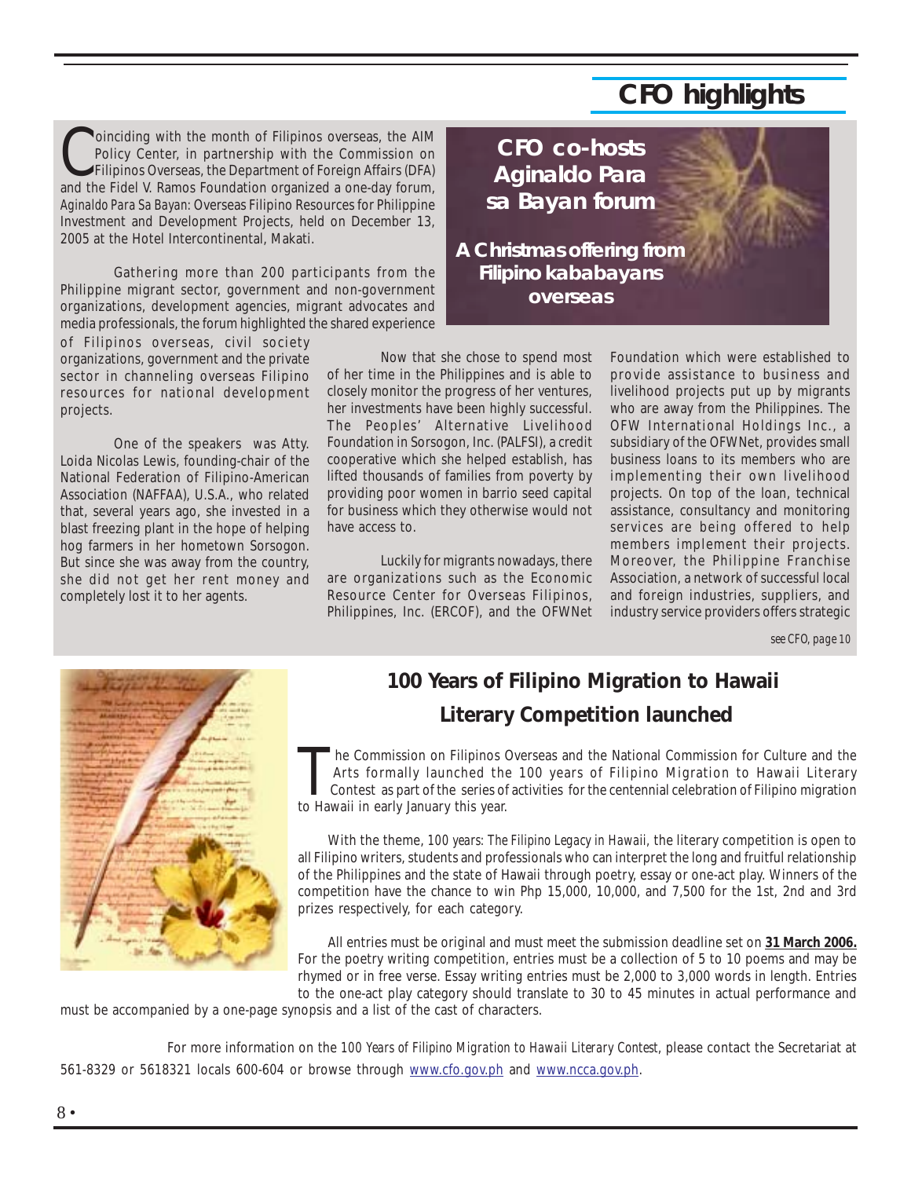# CFO highlights

## CFO co-hosts Aginaldo Para sa Bayan forum

### A Christmas offering from Filipino kababayans overseas

Coinciding with the month of Filipinos overseas, the AIM Policy Center, in partnership with the Commission on Filipinos Overseas, the Department of Foreign Affairs (DFA) and the Fidel V. Ramos Foundation organized a one-day forum, *Aginaldo Para Sa Bayan: Overseas Filipino Resources for Philippine Investment and Development Projects*, held on December 13, 2005 at the Hotel Intercontinental, Makati.

Gathering more than 200 participants from the Philippine migrant sector, government and non-government organizations, development agencies, migrant advocates and media professionals, the forum highlighted the shared experience of Filipinos overseas, civil society organizations, government and the private sector in channeling overseas Filipino resources for national development projects.

One of the speakers was Atty. Loida Nicolas Lewis, founding-chair of the National Federation of Filipino-American Association (NAFFAA), U.S.A., who related that, several years ago, she invested in a blast freezing plant in the hope of helping hog farmers in her hometown Sorsogon. But since she was away from the country, she did not get her rent money and completely lost it to her agents.

Now that she chose to spend most of her time in the Philippines and is able to closely monitor the progress of her ventures, her investments have been highly successful. The Peoples' Alternative Livelihood Foundation in Sorsogon, Inc. (PALFSI), a credit cooperative which she helped establish, has lifted thousands of families from poverty by providing poor women in barrio seed capital for business which they otherwise would not have access to.

Luckily for migrants nowadays, there are organizations such as the Economic Resource Center for Overseas Filipinos, Philippines, Inc. (ERCOF), and the OFWNet Foundation which were established to provide assistance to business and livelihood projects put up by migrants who are away from the Philippines. The OFW International Holdings Inc., a subsidiary of the OFWNet, provides small business loans to its members who are implementing their own livelihood projects. On top of the loan, technical assistance, consultancy and monitoring services are being offered to help members implement their projects. Moreover, the Philippine Franchise Association, a network of successful local and foreign industries, suppliers, and industry service providers offers strategic

*see CFO, page 10*

## 100 Years of Filipino Migration to Hawaii Literary Competition launched

The Commission on Filipinos Overseas and the National Commission for Culture and the Arts formally launched the 100 years of Filipino Migration to Hawaii Literary Contest as part of the series of activities for the centennial celebration of Filipino migration to Hawaii in early January this year.

With the theme, *100 years: The Filipino Legacy in Hawaii*, the literary competition is open to all Filipino writers, students and professionals who can interpret the long and fruitful relationship of the Philippines and the state of Hawaii through poetry, essay or one-act play. Winners of the competition have the chance to win Php 15,000, 10,000, and 7,500 for the 1st, 2nd and 3rd prizes respectively, for each category.

All entries must be original and must meet the submission deadline set on **31 March 2006.** For the poetry writing competition, entries must be a collection of 5 to 10 poems and may be rhymed or in free verse. Essay writing entries must be 2,000 to 3,000 words in length. Entries to the one-act play category should translate to 30 to 45 minutes in actual performance and must be accompanied by a one-page synopsis and a list of the cast of characters.

For more information on the *100 Years of Filipino Migration to Hawaii Literary Contest*, please contact the Secretariat at 561-8329 or 5618321 locals 600-604 or browse through www.cfo.gov.ph and www.ncca.gov.ph.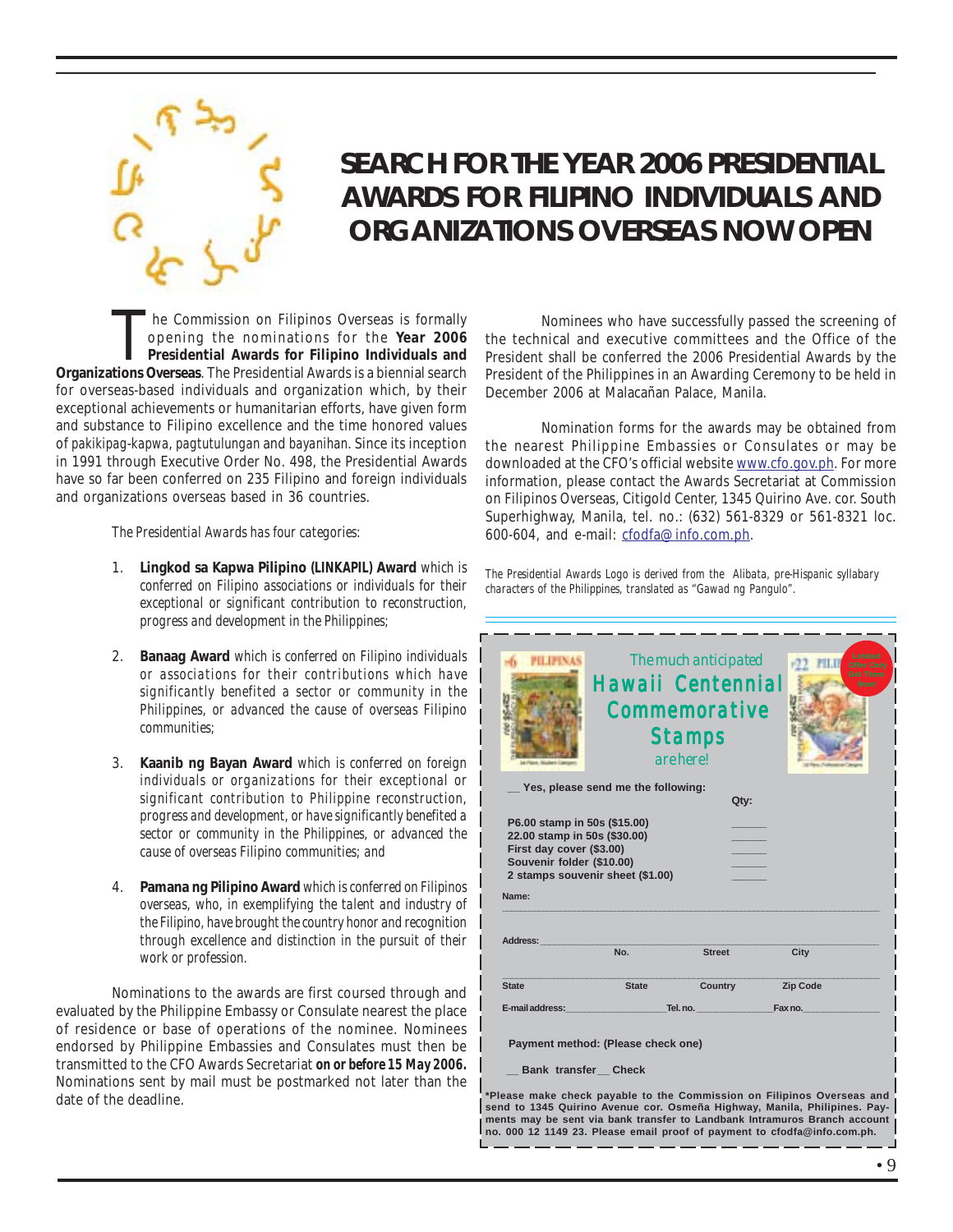# SEARCH FOR THE YEAR 2006 PRESIDENTIAL AWARDS FOR FILIPINO INDIVIDUALS AND ORGANIZATIONS OVERSEAS NOW OPEN

The Commission on Filipinos Overseas is formally opening the nominations for the **Year 2006 Presidential Awards for Filipino Individuals and Organizations Overseas**. The Presidential Awards is a biennial search for overseas-based individuals and organization which, by their exceptional achievements or humanitarian efforts, have given form and substance to Filipino excellence and the time honored values of *pakikipag-kapwa, pagtutulungan* and *bayanihan*. Since its inception in 1991 through Executive Order No. 498, the Presidential Awards have so far been conferred on 235 Filipino and foreign individuals and organizations overseas based in 36 countries.

*The Presidential Awards has four categories:*

1. **Lingkod sa Kapwa Pilipino (LINKAPIL) Award** *which is conferred on Filipino associations or individuals for their exceptional or significant contribution to reconstruction, progress and development in the Philippines;*

2. **Banaag Award** *which is conferred on Filipino individuals or associations for their contributions which have significantly benefited a sector or community in the Philippines, or advanced the cause of overseas Filipino communities;*

3. **Kaanib ng Bayan Award** *which is conferred on foreign individuals or organizations for their exceptional or significant contribution to Philippine reconstruction, progress and development, or have significantly benefited a sector or community in the Philippines, or advanced the cause of overseas Filipino communities; and*

4. **Pamana ng Pilipino Award** *which is conferred on Filipinos overseas, who, in exemplifying the talent and industry of the Filipino, have brought the country honor and recognition through excellence and distinction in the pursuit of their work or profession.*

Nominations to the awards are first coursed through and evaluated by the Philippine Embassy or Consulate nearest the place of residence or base of operations of the nominee. Nominees endorsed by Philippine Embassies and Consulates must then be transmitted to the CFO Awards Secretariat ***on or before 15 May 2006.*** Nominations sent by mail must be postmarked not later than the date of the deadline.

Nominees who have successfully passed the screening of the technical and executive committees and the Office of the President shall be conferred the 2006 Presidential Awards by the President of the Philippines in an Awarding Ceremony to be held in December 2006 at Malacañan Palace, Manila.

Nomination forms for the awards may be obtained from the nearest Philippine Embassies or Consulates or may be downloaded at the CFO's official website www.cfo.gov.ph. For more information, please contact the Awards Secretariat at Commission on Filipinos Overseas, Citigold Center, 1345 Quirino Ave. cor. South Superhighway, Manila, tel. no.: (632) 561-8329 or 561-8321 loc. 600-604, and e-mail: cfodfa@info.com.ph.

*The Presidential Awards Logo is derived from the Alibata, pre-Hispanic syllabary characters of the Philippines, translated as "Gawad ng Pangulo".*

---

The much anticipated

## Hawaii Centennial Commemorative Stamps

are here!

__ Yes, please send me the following:

| | Qty: |
|---|---|
| P6.00 stamp in 50s ($15.00) | ______ |
| 22.00 stamp in 50s ($30.00) | ______ |
| First day cover ($3.00) | ______ |
| Souvenir folder ($10.00) | ______ |
| 2 stamps souvenir sheet ($1.00) | ______ |

Name: ____________________________________________

Address: __________________________________________
No. Street City

__________________________________________________
State State Country Zip Code

E-mail address:__________________ Tel. no. ______________ Fax no.______________

Payment method: (Please check one)

__ Bank transfer __ Check

**\*Please make check payable to the Commission on Filipinos Overseas and send to 1345 Quirino Avenue cor. Osmeña Highway, Manila, Philipines. Payments may be sent via bank transfer to Landbank Intramuros Branch account no. 000 12 1149 23. Please email proof of payment to cfodfa@info.com.ph.**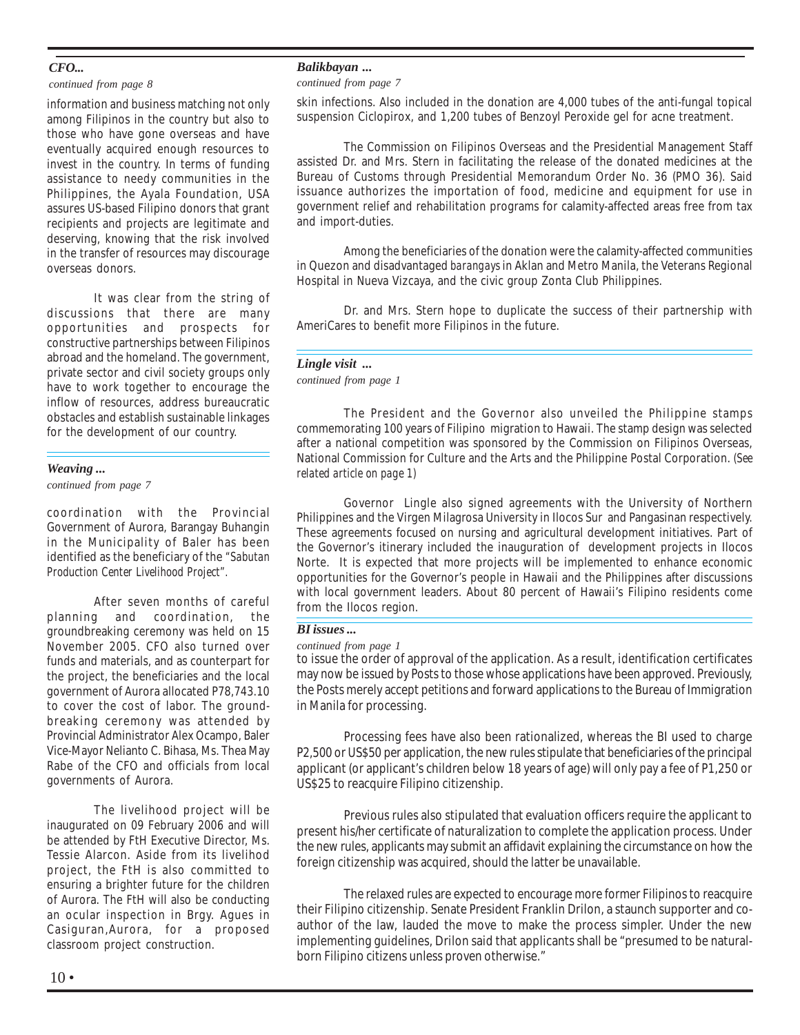### *CFO...*

*continued from page 8*

information and business matching not only among Filipinos in the country but also to those who have gone overseas and have eventually acquired enough resources to invest in the country. In terms of funding assistance to needy communities in the Philippines, the Ayala Foundation, USA assures US-based Filipino donors that grant recipients and projects are legitimate and deserving, knowing that the risk involved in the transfer of resources may discourage overseas donors.

It was clear from the string of discussions that there are many opportunities and prospects for constructive partnerships between Filipinos abroad and the homeland. The government, private sector and civil society groups only have to work together to encourage the inflow of resources, address bureaucratic obstacles and establish sustainable linkages for the development of our country.

### *Weaving ...*

*continued from page 7*

coordination with the Provincial Government of Aurora, Barangay Buhangin in the Municipality of Baler has been identified as the beneficiary of the "*Sabutan Production Center Livelihood Project*".

After seven months of careful planning and coordination, the groundbreaking ceremony was held on 15 November 2005. CFO also turned over funds and materials, and as counterpart for the project, the beneficiaries and the local government of Aurora allocated P78,743.10 to cover the cost of labor. The groundbreaking ceremony was attended by Provincial Administrator Alex Ocampo, Baler Vice-Mayor Nelianto C. Bihasa, Ms. Thea May Rabe of the CFO and officials from local governments of Aurora.

The livelihood project will be inaugurated on 09 February 2006 and will be attended by FtH Executive Director, Ms. Tessie Alarcon. Aside from its livelihod project, the FtH is also committed to ensuring a brighter future for the children of Aurora. The FtH will also be conducting an ocular inspection in Brgy. Agues in Casiguran,Aurora, for a proposed classroom project construction.

### *Balikbayan ...*

*continued from page 7*

skin infections. Also included in the donation are 4,000 tubes of the anti-fungal topical suspension Ciclopirox, and 1,200 tubes of Benzoyl Peroxide gel for acne treatment.

The Commission on Filipinos Overseas and the Presidential Management Staff assisted Dr. and Mrs. Stern in facilitating the release of the donated medicines at the Bureau of Customs through Presidential Memorandum Order No. 36 (PMO 36). Said issuance authorizes the importation of food, medicine and equipment for use in government relief and rehabilitation programs for calamity-affected areas free from tax and import-duties.

Among the beneficiaries of the donation were the calamity-affected communities in Quezon and disadvantaged *barangays* in Aklan and Metro Manila, the Veterans Regional Hospital in Nueva Vizcaya, and the civic group Zonta Club Philippines.

Dr. and Mrs. Stern hope to duplicate the success of their partnership with AmeriCares to benefit more Filipinos in the future.

### *Lingle visit ...*

*continued from page 1*

The President and the Governor also unveiled the Philippine stamps commemorating 100 years of Filipino migration to Hawaii. The stamp design was selected after a national competition was sponsored by the Commission on Filipinos Overseas, National Commission for Culture and the Arts and the Philippine Postal Corporation. *(See related article on page 1)*

Governor Lingle also signed agreements with the University of Northern Philippines and the Virgen Milagrosa University in Ilocos Sur and Pangasinan respectively. These agreements focused on nursing and agricultural development initiatives. Part of the Governor's itinerary included the inauguration of development projects in Ilocos Norte. It is expected that more projects will be implemented to enhance economic opportunities for the Governor's people in Hawaii and the Philippines after discussions with local government leaders. About 80 percent of Hawaii's Filipino residents come from the Ilocos region.

### *BI issues ...*

*continued from page 1*

to issue the order of approval of the application. As a result, identification certificates may now be issued by Posts to those whose applications have been approved. Previously, the Posts merely accept petitions and forward applications to the Bureau of Immigration in Manila for processing.

Processing fees have also been rationalized, whereas the BI used to charge P2,500 or US$50 per application, the new rules stipulate that beneficiaries of the principal applicant (or applicant's children below 18 years of age) will only pay a fee of P1,250 or US$25 to reacquire Filipino citizenship.

Previous rules also stipulated that evaluation officers require the applicant to present his/her certificate of naturalization to complete the application process. Under the new rules, applicants may submit an affidavit explaining the circumstance on how the foreign citizenship was acquired, should the latter be unavailable.

The relaxed rules are expected to encourage more former Filipinos to reacquire their Filipino citizenship. Senate President Franklin Drilon, a staunch supporter and co-author of the law, lauded the move to make the process simpler. Under the new implementing guidelines, Drilon said that applicants shall be "presumed to be natural-born Filipino citizens unless proven otherwise."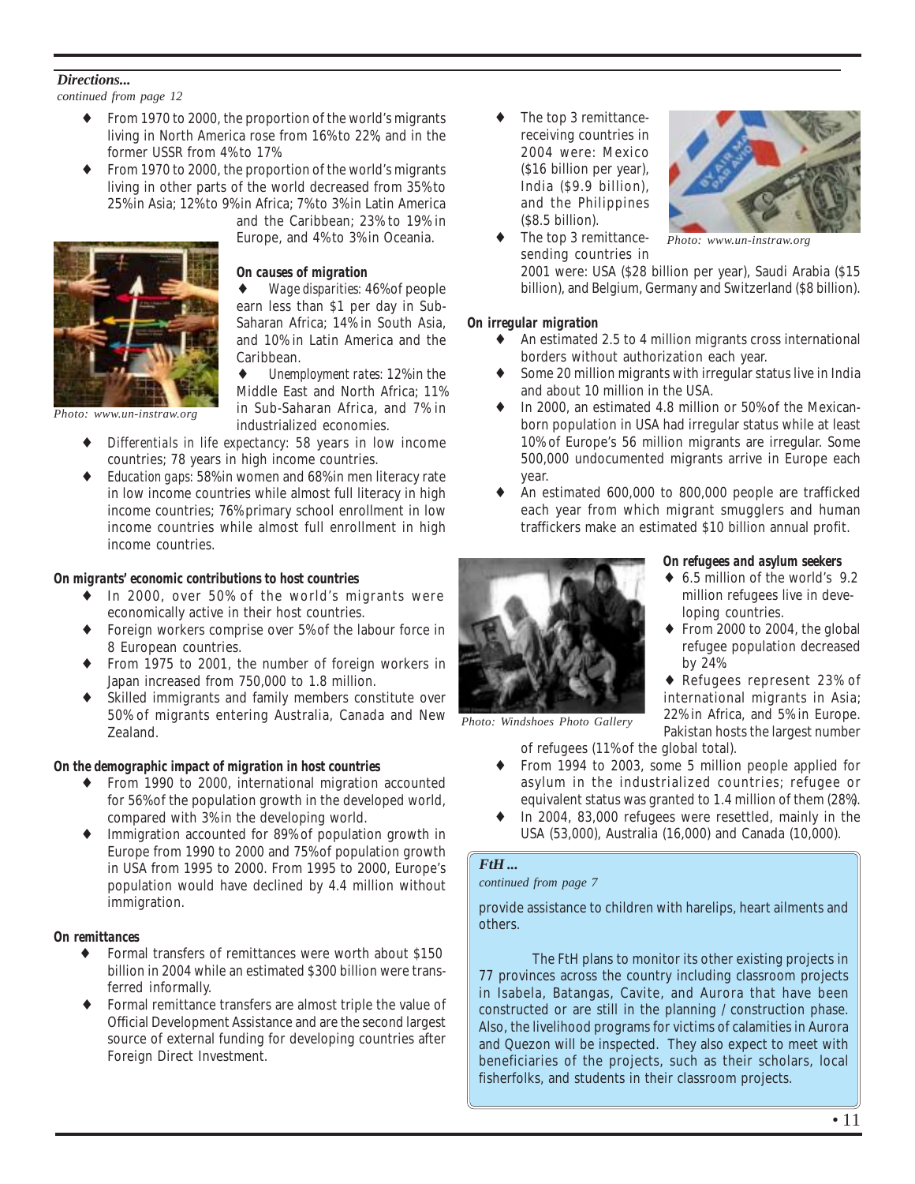*Directions...*

*continued from page 12*

- From 1970 to 2000, the proportion of the world's migrants living in North America rose from 16% to 22%, and in the former USSR from 4% to 17%.
- From 1970 to 2000, the proportion of the world's migrants living in other parts of the world decreased from 35% to 25% in Asia; 12% to 9% in Africa; 7% to 3% in Latin America and the Caribbean; 23% to 19% in Europe, and 4% to 3% in Oceania.

Photo: www.un-instraw.org

**On causes of migration**

- *Wage disparities*: 46% of people earn less than $1 per day in Sub-Saharan Africa; 14% in South Asia, and 10% in Latin America and the Caribbean.
- *Unemployment rates*: 12% in the Middle East and North Africa; 11% in Sub-Saharan Africa, and 7% in industrialized economies.
- *Differentials in life expectancy*: 58 years in low income countries; 78 years in high income countries.
- *Education gaps*: 58% in women and 68% in men literacy rate in low income countries while almost full literacy in high income countries; 76% primary school enrollment in low income countries while almost full enrollment in high income countries.

**On migrants' economic contributions to host countries**

- In 2000, over 50% of the world's migrants were economically active in their host countries.
- Foreign workers comprise over 5% of the labour force in 8 European countries.
- From 1975 to 2001, the number of foreign workers in Japan increased from 750,000 to 1.8 million.
- Skilled immigrants and family members constitute over 50% of migrants entering Australia, Canada and New Zealand.

**On the demographic impact of migration in host countries**

- From 1990 to 2000, international migration accounted for 56% of the population growth in the developed world, compared with 3% in the developing world.
- Immigration accounted for 89% of population growth in Europe from 1990 to 2000 and 75% of population growth in USA from 1995 to 2000. From 1995 to 2000, Europe's population would have declined by 4.4 million without immigration.

**On remittances**

- Formal transfers of remittances were worth about $150 billion in 2004 while an estimated $300 billion were transferred informally.
- Formal remittance transfers are almost triple the value of Official Development Assistance and are the second largest source of external funding for developing countries after Foreign Direct Investment.
- The top 3 remittance-receiving countries in 2004 were: Mexico ($16 billion per year), India ($9.9 billion), and the Philippines ($8.5 billion).
- The top 3 remittance-sending countries in 2001 were: USA ($28 billion per year), Saudi Arabia ($15 billion), and Belgium, Germany and Switzerland ($8 billion).

Photo: www.un-instraw.org

**On irregular migration**

- An estimated 2.5 to 4 million migrants cross international borders without authorization each year.
- Some 20 million migrants with irregular status live in India and about 10 million in the USA.
- In 2000, an estimated 4.8 million or 50% of the Mexican-born population in USA had irregular status while at least 10% of Europe's 56 million migrants are irregular. Some 500,000 undocumented migrants arrive in Europe each year.
- An estimated 600,000 to 800,000 people are trafficked each year from which migrant smugglers and human traffickers make an estimated $10 billion annual profit.

Photo: Windshoes Photo Gallery

**On refugees and asylum seekers**

- 6.5 million of the world's 9.2 million refugees live in developing countries.
- From 2000 to 2004, the global refugee population decreased by 24%
- Refugees represent 23% of international migrants in Asia; 22% in Africa, and 5% in Europe. Pakistan hosts the largest number of refugees (11% of the global total).
- From 1994 to 2003, some 5 million people applied for asylum in the industrialized countries; refugee or equivalent status was granted to 1.4 million of them (28%).
- In 2004, 83,000 refugees were resettled, mainly in the USA (53,000), Australia (16,000) and Canada (10,000).

*FtH ...*

*continued from page 7*

provide assistance to children with harelips, heart ailments and others.

The FtH plans to monitor its other existing projects in 77 provinces across the country including classroom projects in Isabela, Batangas, Cavite, and Aurora that have been constructed or are still in the planning / construction phase. Also, the livelihood programs for victims of calamities in Aurora and Quezon will be inspected. They also expect to meet with beneficiaries of the projects, such as their scholars, local fisherfolks, and students in their classroom projects.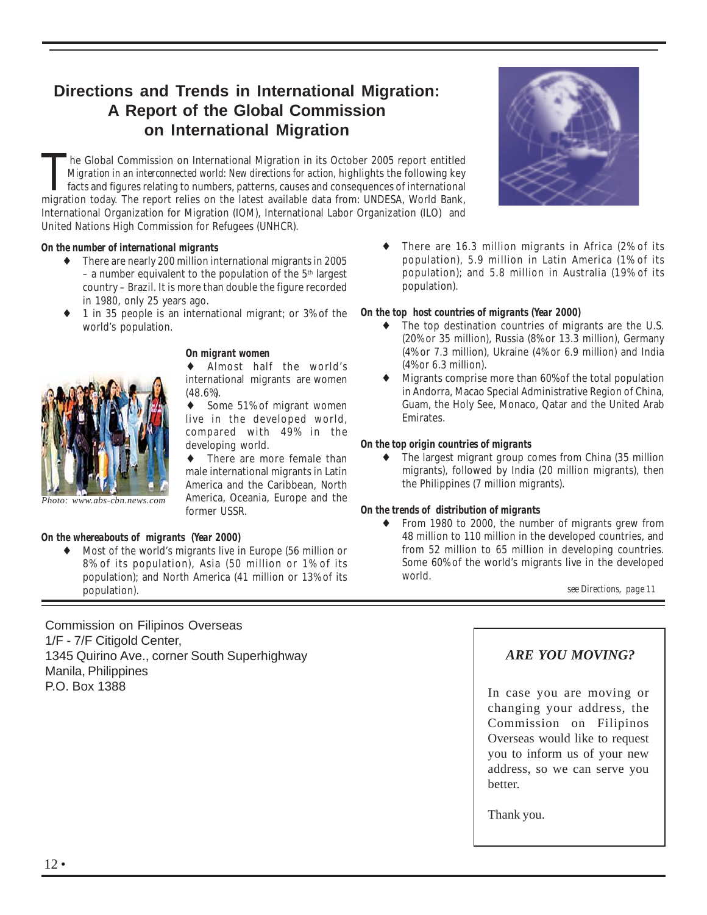# Directions and Trends in International Migration: A Report of the Global Commission on International Migration

The Global Commission on International Migration in its October 2005 report entitled *Migration in an interconnected world: New directions for action*, highlights the following key facts and figures relating to numbers, patterns, causes and consequences of international migration today. The report relies on the latest available data from: UNDESA, World Bank, International Organization for Migration (IOM), International Labor Organization (ILO) and United Nations High Commission for Refugees (UNHCR).

**On the number of international migrants**

- There are nearly 200 million international migrants in 2005 – a number equivalent to the population of the 5th largest country – Brazil. It is more than double the figure recorded in 1980, only 25 years ago.
- 1 in 35 people is an international migrant; or 3% of the world's population.

**On migrant women**

- Almost half the world's international migrants are women (48.6%).
- Some 51% of migrant women live in the developed world, compared with 49% in the developing world.
- There are more female than male international migrants in Latin America and the Caribbean, North America, Oceania, Europe and the former USSR.

*Photo: www.abs-cbn.news.com*

**On the whereabouts of migrants (Year 2000)**

- Most of the world's migrants live in Europe (56 million or 8% of its population), Asia (50 million or 1% of its population); and North America (41 million or 13% of its population).
- There are 16.3 million migrants in Africa (2% of its population), 5.9 million in Latin America (1% of its population); and 5.8 million in Australia (19% of its population).

**On the top host countries of migrants (Year 2000)**

- The top destination countries of migrants are the U.S. (20% or 35 million), Russia (8% or 13.3 million), Germany (4% or 7.3 million), Ukraine (4% or 6.9 million) and India (4% or 6.3 million).
- Migrants comprise more than 60% of the total population in Andorra, Macao Special Administrative Region of China, Guam, the Holy See, Monaco, Qatar and the United Arab Emirates.

**On the top origin countries of migrants**

- The largest migrant group comes from China (35 million migrants), followed by India (20 million migrants), then the Philippines (7 million migrants).

**On the trends of distribution of migrants**

- From 1980 to 2000, the number of migrants grew from 48 million to 110 million in the developed countries, and from 52 million to 65 million in developing countries. Some 60% of the world's migrants live in the developed world.

*see Directions, page 11*

Commission on Filipinos Overseas
1/F - 7/F Citigold Center,
1345 Quirino Ave., corner South Superhighway
Manila, Philippines
P.O. Box 1388

***ARE YOU MOVING?***

In case you are moving or changing your address, the Commission on Filipinos Overseas would like to request you to inform us of your new address, so we can serve you better.

Thank you.